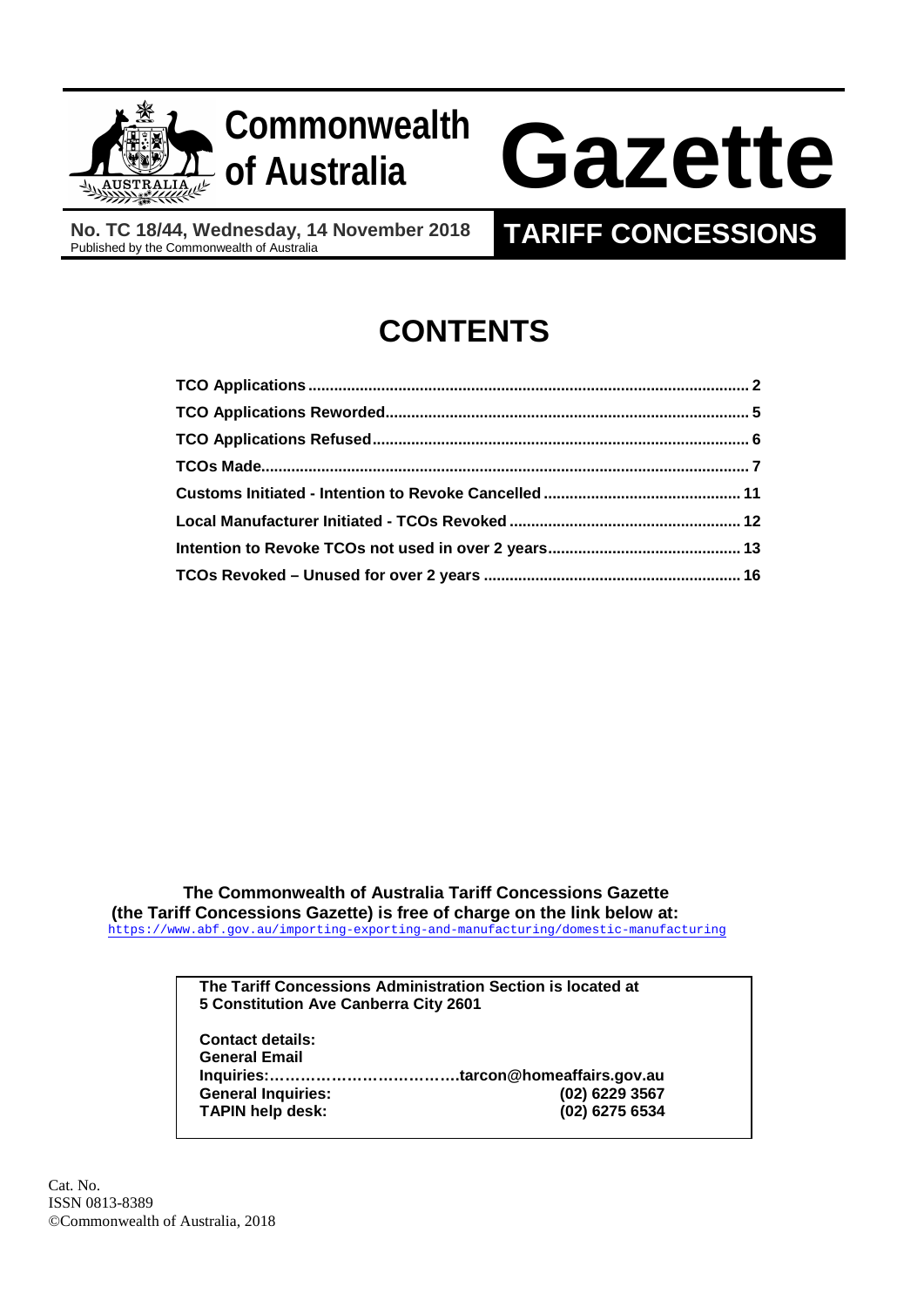# Commonwealth of Australia Gazette

**No. TC 18/44, Wednesday, 14 November 2018**
Published by the Commonwealth of Australia

**TARIFF CONCESSIONS**

## CONTENTS

| | |
|---|---|
| **TCO Applications** | **2** |
| **TCO Applications Reworded** | **5** |
| **TCO Applications Refused** | **6** |
| **TCOs Made** | **7** |
| **Customs Initiated - Intention to Revoke Cancelled** | **11** |
| **Local Manufacturer Initiated - TCOs Revoked** | **12** |
| **Intention to Revoke TCOs not used in over 2 years** | **13** |
| **TCOs Revoked – Unused for over 2 years** | **16** |

**The Commonwealth of Australia Tariff Concessions Gazette (the Tariff Concessions Gazette) is free of charge on the link below at:**
https://www.abf.gov.au/importing-exporting-and-manufacturing/domestic-manufacturing

**The Tariff Concessions Administration Section is located at 5 Constitution Ave Canberra City 2601**

**Contact details:**
**General Email Inquiries:……………………………….tarcon@homeaffairs.gov.au**
**General Inquiries: (02) 6229 3567**
**TAPIN help desk: (02) 6275 6534**

Cat. No.
ISSN 0813-8389
©Commonwealth of Australia, 2018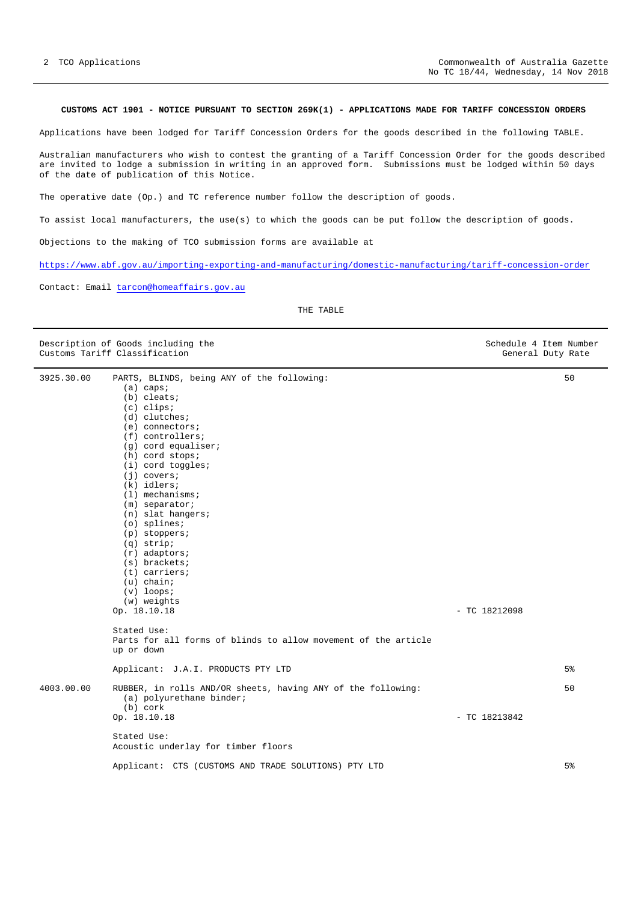**CUSTOMS ACT 1901 - NOTICE PURSUANT TO SECTION 269K(1) - APPLICATIONS MADE FOR TARIFF CONCESSION ORDERS**

Applications have been lodged for Tariff Concession Orders for the goods described in the following TABLE.

Australian manufacturers who wish to contest the granting of a Tariff Concession Order for the goods described are invited to lodge a submission in writing in an approved form. Submissions must be lodged within 50 days of the date of publication of this Notice.

The operative date (Op.) and TC reference number follow the description of goods.

To assist local manufacturers, the use(s) to which the goods can be put follow the description of goods.

Objections to the making of TCO submission forms are available at

https://www.abf.gov.au/importing-exporting-and-manufacturing/domestic-manufacturing/tariff-concession-order

Contact: Email tarcon@homeaffairs.gov.au

THE TABLE

| Description of Goods including the Customs Tariff Classification | | | Schedule 4 Item Number General Duty Rate |
|---|---|---|---|
| 3925.30.00 | PARTS, BLINDS, being ANY of the following:<br>(a) caps;<br>(b) cleats;<br>(c) clips;<br>(d) clutches;<br>(e) connectors;<br>(f) controllers;<br>(g) cord equaliser;<br>(h) cord stops;<br>(i) cord toggles;<br>(j) covers;<br>(k) idlers;<br>(l) mechanisms;<br>(m) separator;<br>(n) slat hangers;<br>(o) splines;<br>(p) stoppers;<br>(q) strip;<br>(r) adaptors;<br>(s) brackets;<br>(t) carriers;<br>(u) chain;<br>(v) loops;<br>(w) weights<br>Op. 18.10.18 | - TC 18212098 | 50 |
| | Stated Use:<br>Parts for all forms of blinds to allow movement of the article up or down | | |
| | Applicant: J.A.I. PRODUCTS PTY LTD | | 5% |
| 4003.00.00 | RUBBER, in rolls AND/OR sheets, having ANY of the following:<br>(a) polyurethane binder;<br>(b) cork<br>Op. 18.10.18 | - TC 18213842 | 50 |
| | Stated Use:<br>Acoustic underlay for timber floors | | |
| | Applicant: CTS (CUSTOMS AND TRADE SOLUTIONS) PTY LTD | | 5% |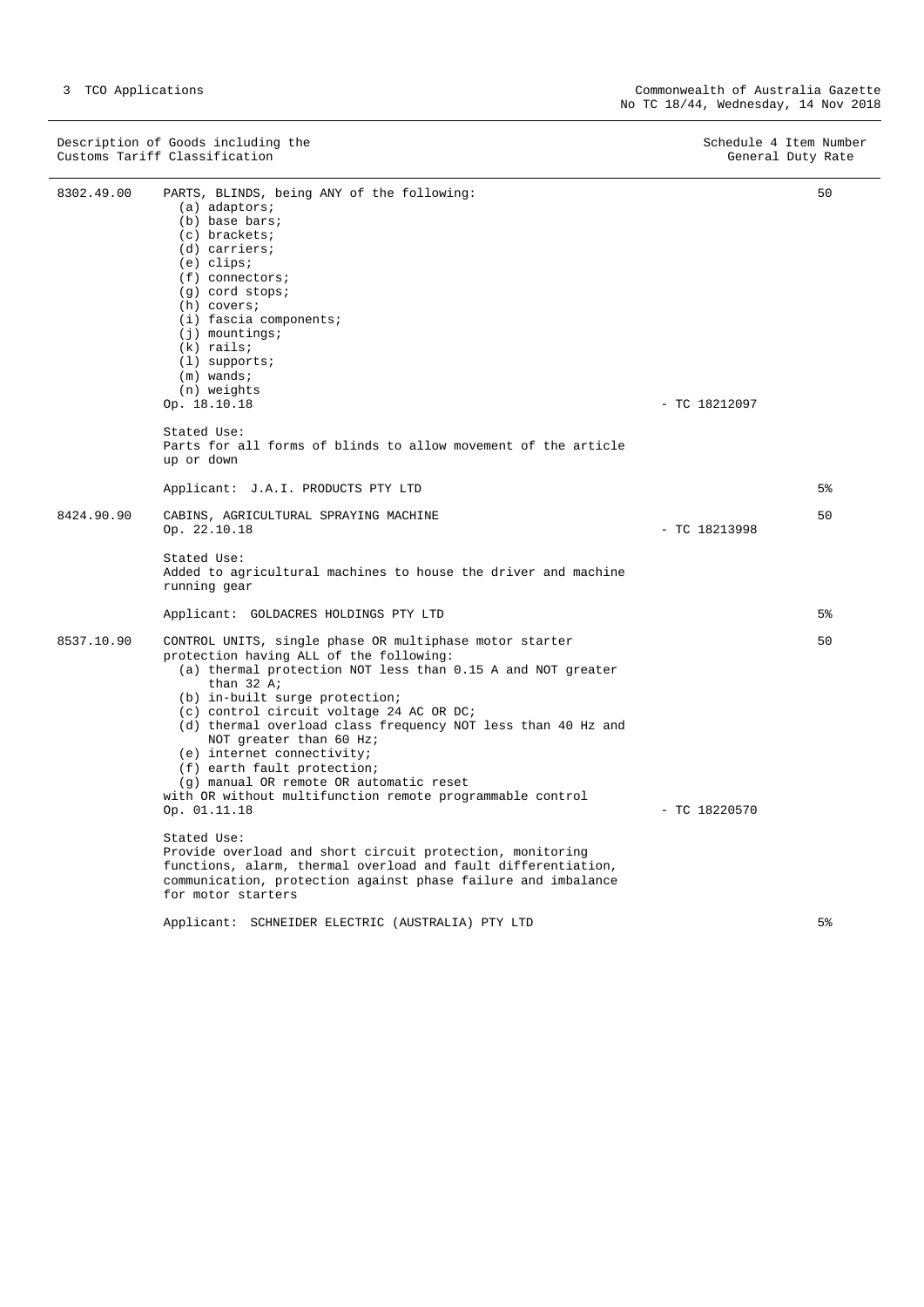| Description of Goods including the Customs Tariff Classification | | Schedule 4 Item Number | General Duty Rate |
|---|---|---|---|
| 8302.49.00 | PARTS, BLINDS, being ANY of the following:<br>(a) adaptors;<br>(b) base bars;<br>(c) brackets;<br>(d) carriers;<br>(e) clips;<br>(f) connectors;<br>(g) cord stops;<br>(h) covers;<br>(i) fascia components;<br>(j) mountings;<br>(k) rails;<br>(l) supports;<br>(m) wands;<br>(n) weights<br>Op. 18.10.18 | - TC 18212097 | 50 |
| | Stated Use:<br>Parts for all forms of blinds to allow movement of the article up or down | | |
| | Applicant: J.A.I. PRODUCTS PTY LTD | | 5% |
| 8424.90.90 | CABINS, AGRICULTURAL SPRAYING MACHINE<br>Op. 22.10.18 | - TC 18213998 | 50 |
| | Stated Use:<br>Added to agricultural machines to house the driver and machine running gear | | |
| | Applicant: GOLDACRES HOLDINGS PTY LTD | | 5% |
| 8537.10.90 | CONTROL UNITS, single phase OR multiphase motor starter protection having ALL of the following:<br>(a) thermal protection NOT less than 0.15 A and NOT greater than 32 A;<br>(b) in-built surge protection;<br>(c) control circuit voltage 24 AC OR DC;<br>(d) thermal overload class frequency NOT less than 40 Hz and NOT greater than 60 Hz;<br>(e) internet connectivity;<br>(f) earth fault protection;<br>(g) manual OR remote OR automatic reset<br>with OR without multifunction remote programmable control<br>Op. 01.11.18 | - TC 18220570 | 50 |
| | Stated Use:<br>Provide overload and short circuit protection, monitoring functions, alarm, thermal overload and fault differentiation, communication, protection against phase failure and imbalance for motor starters | | |
| | Applicant: SCHNEIDER ELECTRIC (AUSTRALIA) PTY LTD | | 5% |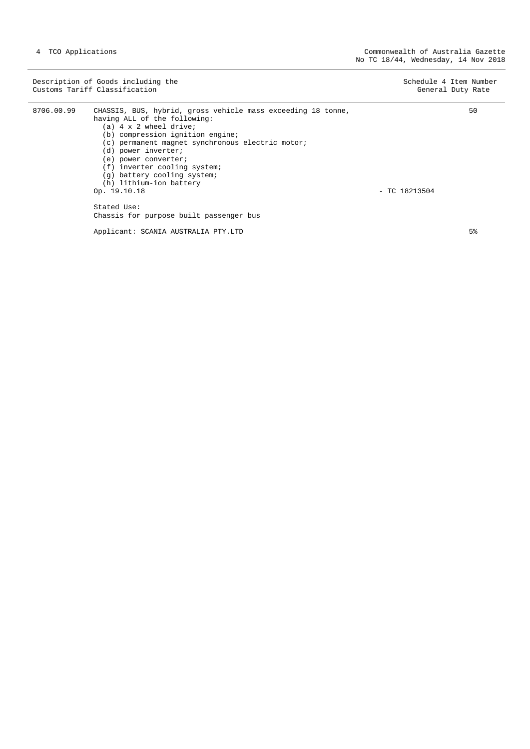| Description of Goods including the Customs Tariff Classification | | | Schedule 4 Item Number General Duty Rate |
|---|---|---|---|
| 8706.00.99 | CHASSIS, BUS, hybrid, gross vehicle mass exceeding 18 tonne, having ALL of the following:<br>(a) 4 x 2 wheel drive;<br>(b) compression ignition engine;<br>(c) permanent magnet synchronous electric motor;<br>(d) power inverter;<br>(e) power converter;<br>(f) inverter cooling system;<br>(g) battery cooling system;<br>(h) lithium-ion battery<br>Op. 19.10.18 | - TC 18213504 | 50 |
| | Stated Use:<br>Chassis for purpose built passenger bus | | |
| | Applicant: SCANIA AUSTRALIA PTY.LTD | | 5% |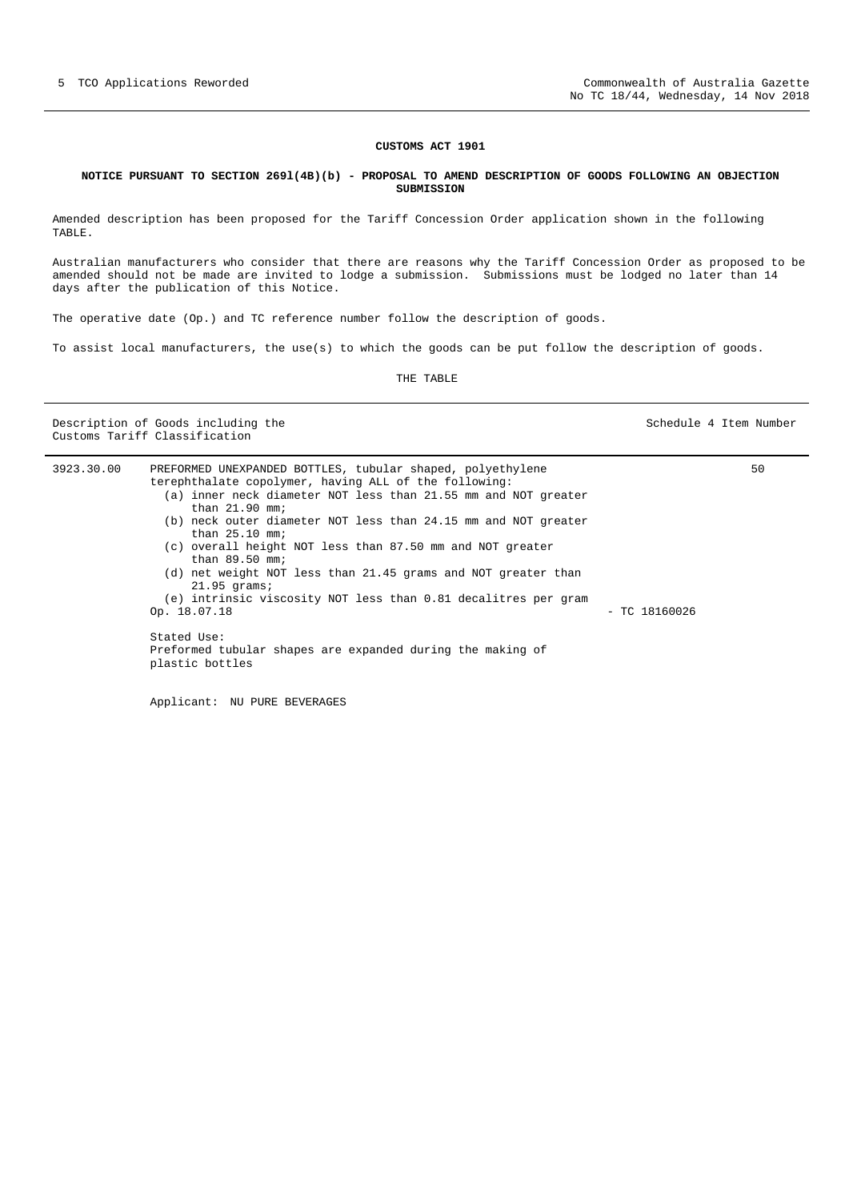## CUSTOMS ACT 1901

### NOTICE PURSUANT TO SECTION 269l(4B)(b) - PROPOSAL TO AMEND DESCRIPTION OF GOODS FOLLOWING AN OBJECTION SUBMISSION

Amended description has been proposed for the Tariff Concession Order application shown in the following TABLE.

Australian manufacturers who consider that there are reasons why the Tariff Concession Order as proposed to be amended should not be made are invited to lodge a submission. Submissions must be lodged no later than 14 days after the publication of this Notice.

The operative date (Op.) and TC reference number follow the description of goods.

To assist local manufacturers, the use(s) to which the goods can be put follow the description of goods.

THE TABLE

| Description of Goods including the Customs Tariff Classification | | | Schedule 4 Item Number |
|---|---|---|---|
| 3923.30.00 | PREFORMED UNEXPANDED BOTTLES, tubular shaped, polyethylene terephthalate copolymer, having ALL of the following:<br>(a) inner neck diameter NOT less than 21.55 mm and NOT greater than 21.90 mm;<br>(b) neck outer diameter NOT less than 24.15 mm and NOT greater than 25.10 mm;<br>(c) overall height NOT less than 87.50 mm and NOT greater than 89.50 mm;<br>(d) net weight NOT less than 21.45 grams and NOT greater than 21.95 grams;<br>(e) intrinsic viscosity NOT less than 0.81 decalitres per gram<br>Op. 18.07.18<br><br>Stated Use:<br>Preformed tubular shapes are expanded during the making of plastic bottles<br><br>Applicant: NU PURE BEVERAGES | - TC 18160026 | 50 |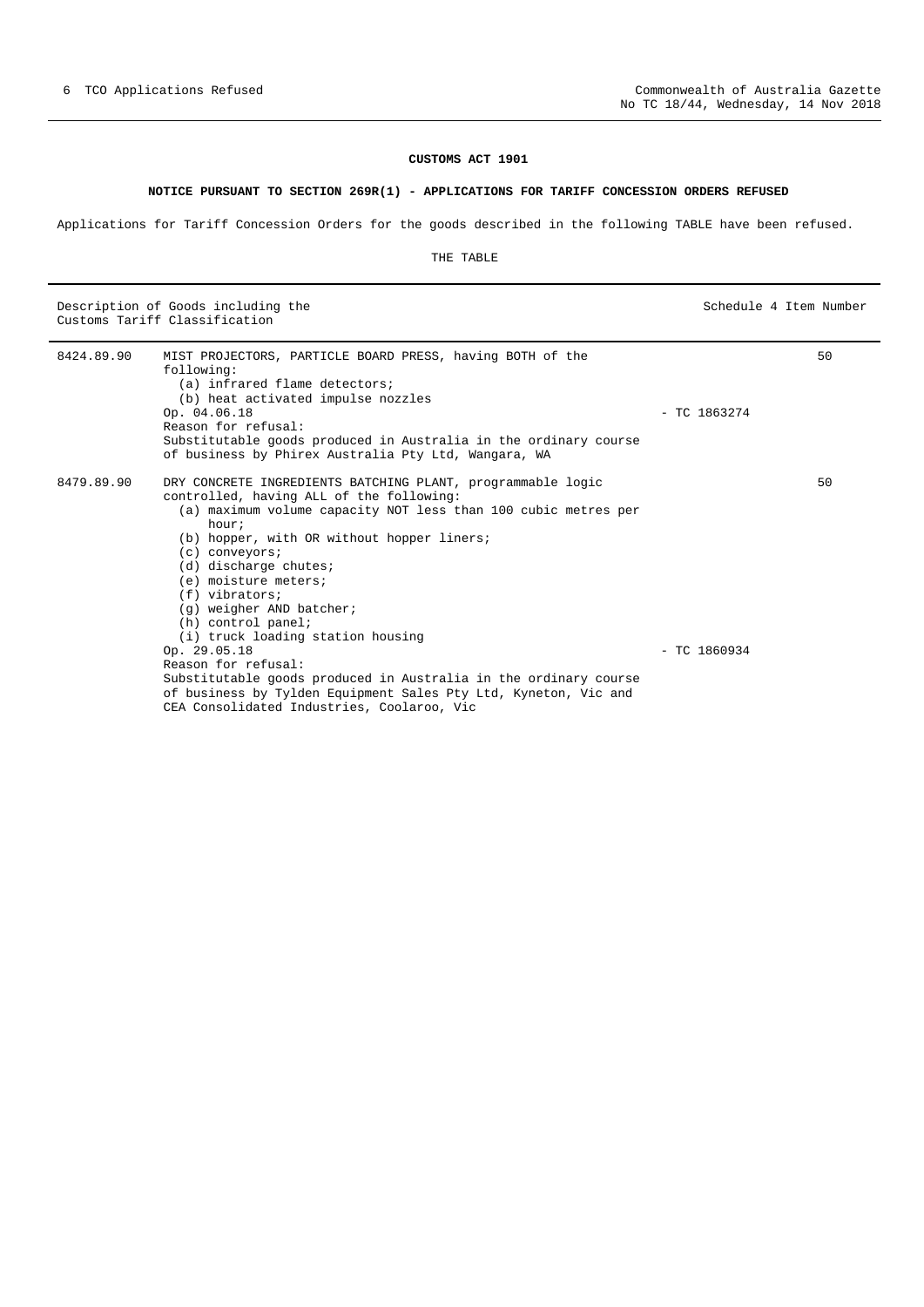**CUSTOMS ACT 1901**

**NOTICE PURSUANT TO SECTION 269R(1) - APPLICATIONS FOR TARIFF CONCESSION ORDERS REFUSED**

Applications for Tariff Concession Orders for the goods described in the following TABLE have been refused.

THE TABLE

| Description of Goods including the Customs Tariff Classification | | | Schedule 4 Item Number |
|---|---|---|---|
| 8424.89.90 | MIST PROJECTORS, PARTICLE BOARD PRESS, having BOTH of the following:<br>(a) infrared flame detectors;<br>(b) heat activated impulse nozzles<br>Op. 04.06.18<br>Reason for refusal:<br>Substitutable goods produced in Australia in the ordinary course of business by Phirex Australia Pty Ltd, Wangara, WA | - TC 1863274 | 50 |
| 8479.89.90 | DRY CONCRETE INGREDIENTS BATCHING PLANT, programmable logic controlled, having ALL of the following:<br>(a) maximum volume capacity NOT less than 100 cubic metres per hour;<br>(b) hopper, with OR without hopper liners;<br>(c) conveyors;<br>(d) discharge chutes;<br>(e) moisture meters;<br>(f) vibrators;<br>(g) weigher AND batcher;<br>(h) control panel;<br>(i) truck loading station housing<br>Op. 29.05.18<br>Reason for refusal:<br>Substitutable goods produced in Australia in the ordinary course of business by Tylden Equipment Sales Pty Ltd, Kyneton, Vic and CEA Consolidated Industries, Coolaroo, Vic | - TC 1860934 | 50 |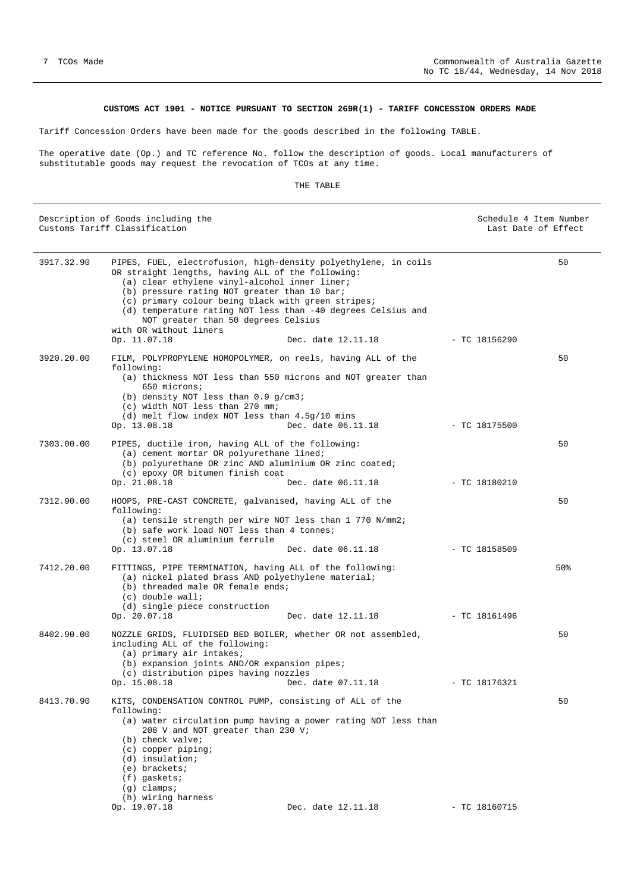**CUSTOMS ACT 1901 - NOTICE PURSUANT TO SECTION 269R(1) - TARIFF CONCESSION ORDERS MADE**

Tariff Concession Orders have been made for the goods described in the following TABLE.

The operative date (Op.) and TC reference No. follow the description of goods. Local manufacturers of substitutable goods may request the revocation of TCOs at any time.

THE TABLE

| | Description of Goods including the Customs Tariff Classification | | | Schedule 4 Item Number Last Date of Effect |
|---|---|---|---|---|
| 3917.32.90 | PIPES, FUEL, electrofusion, high-density polyethylene, in coils OR straight lengths, having ALL of the following:<br>(a) clear ethylene vinyl-alcohol inner liner;<br>(b) pressure rating NOT greater than 10 bar;<br>(c) primary colour being black with green stripes;<br>(d) temperature rating NOT less than -40 degrees Celsius and NOT greater than 50 degrees Celsius<br>with OR without liners<br>Op. 11.07.18 | Dec. date 12.11.18 | - TC 18156290 | 50 |
| 3920.20.00 | FILM, POLYPROPYLENE HOMOPOLYMER, on reels, having ALL of the following:<br>(a) thickness NOT less than 550 microns and NOT greater than 650 microns;<br>(b) density NOT less than 0.9 g/cm3;<br>(c) width NOT less than 270 mm;<br>(d) melt flow index NOT less than 4.5g/10 mins<br>Op. 13.08.18 | Dec. date 06.11.18 | - TC 18175500 | 50 |
| 7303.00.00 | PIPES, ductile iron, having ALL of the following:<br>(a) cement mortar OR polyurethane lined;<br>(b) polyurethane OR zinc AND aluminium OR zinc coated;<br>(c) epoxy OR bitumen finish coat<br>Op. 21.08.18 | Dec. date 06.11.18 | - TC 18180210 | 50 |
| 7312.90.00 | HOOPS, PRE-CAST CONCRETE, galvanised, having ALL of the following:<br>(a) tensile strength per wire NOT less than 1 770 N/mm2;<br>(b) safe work load NOT less than 4 tonnes;<br>(c) steel OR aluminium ferrule<br>Op. 13.07.18 | Dec. date 06.11.18 | - TC 18158509 | 50 |
| 7412.20.00 | FITTINGS, PIPE TERMINATION, having ALL of the following:<br>(a) nickel plated brass AND polyethylene material;<br>(b) threaded male OR female ends;<br>(c) double wall;<br>(d) single piece construction<br>Op. 20.07.18 | Dec. date 12.11.18 | - TC 18161496 | 50% |
| 8402.90.00 | NOZZLE GRIDS, FLUIDISED BED BOILER, whether OR not assembled, including ALL of the following:<br>(a) primary air intakes;<br>(b) expansion joints AND/OR expansion pipes;<br>(c) distribution pipes having nozzles<br>Op. 15.08.18 | Dec. date 07.11.18 | - TC 18176321 | 50 |
| 8413.70.90 | KITS, CONDENSATION CONTROL PUMP, consisting of ALL of the following:<br>(a) water circulation pump having a power rating NOT less than 208 V and NOT greater than 230 V;<br>(b) check valve;<br>(c) copper piping;<br>(d) insulation;<br>(e) brackets;<br>(f) gaskets;<br>(g) clamps;<br>(h) wiring harness<br>Op. 19.07.18 | Dec. date 12.11.18 | - TC 18160715 | 50 |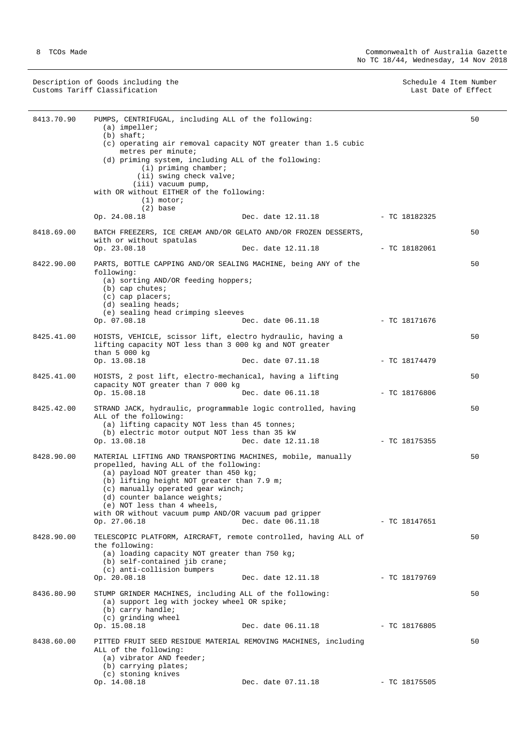| Description of Goods including the Customs Tariff Classification | | | Schedule 4 Item Number Last Date of Effect |
|---|---|---|---|
| 8413.70.90 | PUMPS, CENTRIFUGAL, including ALL of the following:<br>(a) impeller;<br>(b) shaft;<br>(c) operating air removal capacity NOT greater than 1.5 cubic metres per minute;<br>(d) priming system, including ALL of the following:<br>(i) priming chamber;<br>(ii) swing check valve;<br>(iii) vacuum pump,<br>with OR without EITHER of the following:<br>(1) motor;<br>(2) base<br>Op. 24.08.18 Dec. date 12.11.18 - TC 18182325 | | 50 |
| 8418.69.00 | BATCH FREEZERS, ICE CREAM AND/OR GELATO AND/OR FROZEN DESSERTS, with or without spatulas<br>Op. 23.08.18 Dec. date 12.11.18 - TC 18182061 | | 50 |
| 8422.90.00 | PARTS, BOTTLE CAPPING AND/OR SEALING MACHINE, being ANY of the following:<br>(a) sorting AND/OR feeding hoppers;<br>(b) cap chutes;<br>(c) cap placers;<br>(d) sealing heads;<br>(e) sealing head crimping sleeves<br>Op. 07.08.18 Dec. date 06.11.18 - TC 18171676 | | 50 |
| 8425.41.00 | HOISTS, VEHICLE, scissor lift, electro hydraulic, having a lifting capacity NOT less than 3 000 kg and NOT greater than 5 000 kg<br>Op. 13.08.18 Dec. date 07.11.18 - TC 18174479 | | 50 |
| 8425.41.00 | HOISTS, 2 post lift, electro-mechanical, having a lifting capacity NOT greater than 7 000 kg<br>Op. 15.08.18 Dec. date 06.11.18 - TC 18176806 | | 50 |
| 8425.42.00 | STRAND JACK, hydraulic, programmable logic controlled, having ALL of the following:<br>(a) lifting capacity NOT less than 45 tonnes;<br>(b) electric motor output NOT less than 35 kW<br>Op. 13.08.18 Dec. date 12.11.18 - TC 18175355 | | 50 |
| 8428.90.00 | MATERIAL LIFTING AND TRANSPORTING MACHINES, mobile, manually propelled, having ALL of the following:<br>(a) payload NOT greater than 450 kg;<br>(b) lifting height NOT greater than 7.9 m;<br>(c) manually operated gear winch;<br>(d) counter balance weights;<br>(e) NOT less than 4 wheels,<br>with OR without vacuum pump AND/OR vacuum pad gripper<br>Op. 27.06.18 Dec. date 06.11.18 - TC 18147651 | | 50 |
| 8428.90.00 | TELESCOPIC PLATFORM, AIRCRAFT, remote controlled, having ALL of the following:<br>(a) loading capacity NOT greater than 750 kg;<br>(b) self-contained jib crane;<br>(c) anti-collision bumpers<br>Op. 20.08.18 Dec. date 12.11.18 - TC 18179769 | | 50 |
| 8436.80.90 | STUMP GRINDER MACHINES, including ALL of the following:<br>(a) support leg with jockey wheel OR spike;<br>(b) carry handle;<br>(c) grinding wheel<br>Op. 15.08.18 Dec. date 06.11.18 - TC 18176805 | | 50 |
| 8438.60.00 | PITTED FRUIT SEED RESIDUE MATERIAL REMOVING MACHINES, including ALL of the following:<br>(a) vibrator AND feeder;<br>(b) carrying plates;<br>(c) stoning knives<br>Op. 14.08.18 Dec. date 07.11.18 - TC 18175505 | | 50 |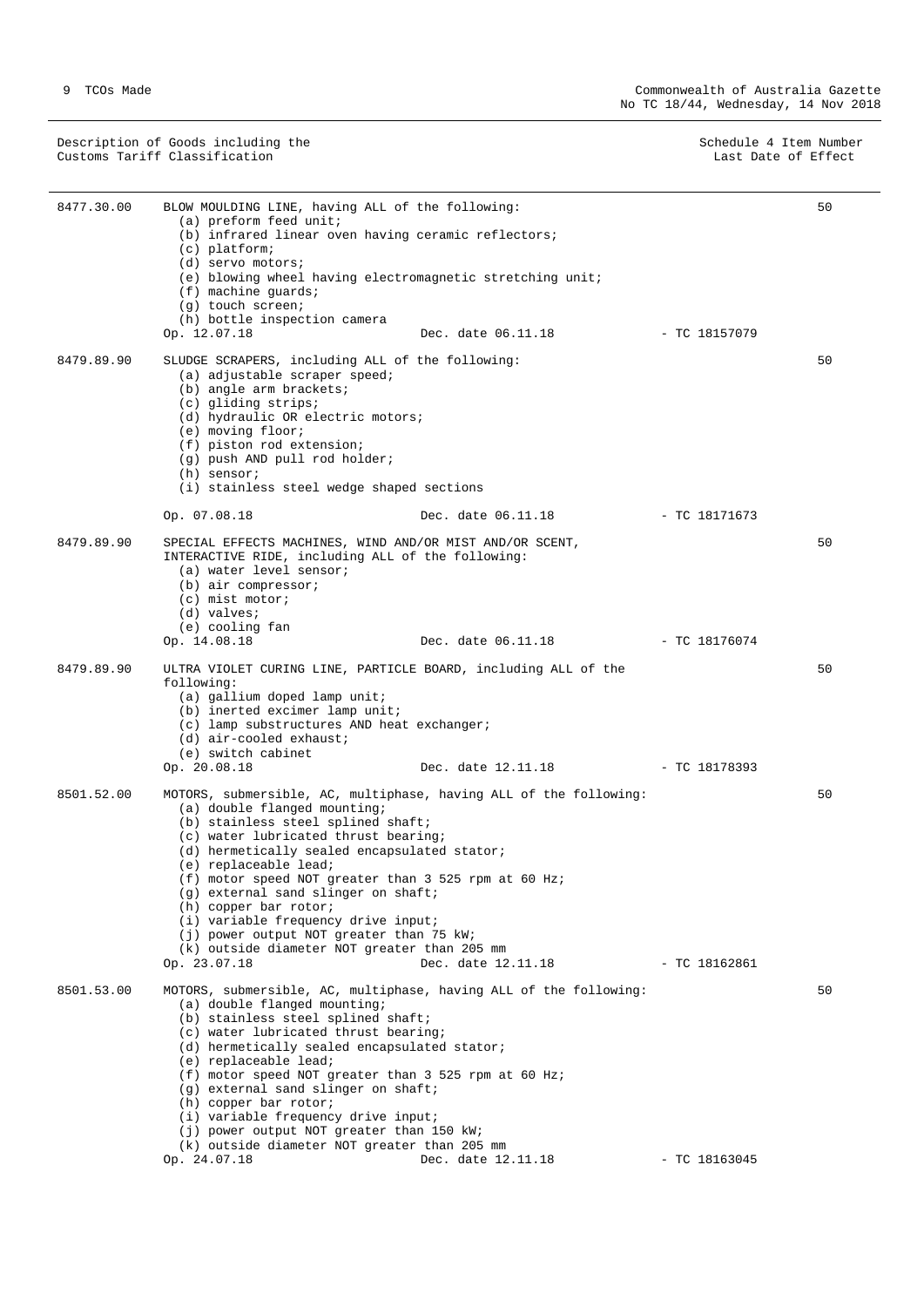| Description of Goods including the Customs Tariff Classification | | Schedule 4 Item Number Last Date of Effect |
|---|---|---|
| 8477.30.00 | BLOW MOULDING LINE, having ALL of the following:<br>(a) preform feed unit;<br>(b) infrared linear oven having ceramic reflectors;<br>(c) platform;<br>(d) servo motors;<br>(e) blowing wheel having electromagnetic stretching unit;<br>(f) machine guards;<br>(g) touch screen;<br>(h) bottle inspection camera<br>Op. 12.07.18 Dec. date 06.11.18 - TC 18157079 | 50 |
| 8479.89.90 | SLUDGE SCRAPERS, including ALL of the following:<br>(a) adjustable scraper speed;<br>(b) angle arm brackets;<br>(c) gliding strips;<br>(d) hydraulic OR electric motors;<br>(e) moving floor;<br>(f) piston rod extension;<br>(g) push AND pull rod holder;<br>(h) sensor;<br>(i) stainless steel wedge shaped sections<br>Op. 07.08.18 Dec. date 06.11.18 - TC 18171673 | 50 |
| 8479.89.90 | SPECIAL EFFECTS MACHINES, WIND AND/OR MIST AND/OR SCENT, INTERACTIVE RIDE, including ALL of the following:<br>(a) water level sensor;<br>(b) air compressor;<br>(c) mist motor;<br>(d) valves;<br>(e) cooling fan<br>Op. 14.08.18 Dec. date 06.11.18 - TC 18176074 | 50 |
| 8479.89.90 | ULTRA VIOLET CURING LINE, PARTICLE BOARD, including ALL of the following:<br>(a) gallium doped lamp unit;<br>(b) inerted excimer lamp unit;<br>(c) lamp substructures AND heat exchanger;<br>(d) air-cooled exhaust;<br>(e) switch cabinet<br>Op. 20.08.18 Dec. date 12.11.18 - TC 18178393 | 50 |
| 8501.52.00 | MOTORS, submersible, AC, multiphase, having ALL of the following:<br>(a) double flanged mounting;<br>(b) stainless steel splined shaft;<br>(c) water lubricated thrust bearing;<br>(d) hermetically sealed encapsulated stator;<br>(e) replaceable lead;<br>(f) motor speed NOT greater than 3 525 rpm at 60 Hz;<br>(g) external sand slinger on shaft;<br>(h) copper bar rotor;<br>(i) variable frequency drive input;<br>(j) power output NOT greater than 75 kW;<br>(k) outside diameter NOT greater than 205 mm<br>Op. 23.07.18 Dec. date 12.11.18 - TC 18162861 | 50 |
| 8501.53.00 | MOTORS, submersible, AC, multiphase, having ALL of the following:<br>(a) double flanged mounting;<br>(b) stainless steel splined shaft;<br>(c) water lubricated thrust bearing;<br>(d) hermetically sealed encapsulated stator;<br>(e) replaceable lead;<br>(f) motor speed NOT greater than 3 525 rpm at 60 Hz;<br>(g) external sand slinger on shaft;<br>(h) copper bar rotor;<br>(i) variable frequency drive input;<br>(j) power output NOT greater than 150 kW;<br>(k) outside diameter NOT greater than 205 mm<br>Op. 24.07.18 Dec. date 12.11.18 - TC 18163045 | 50 |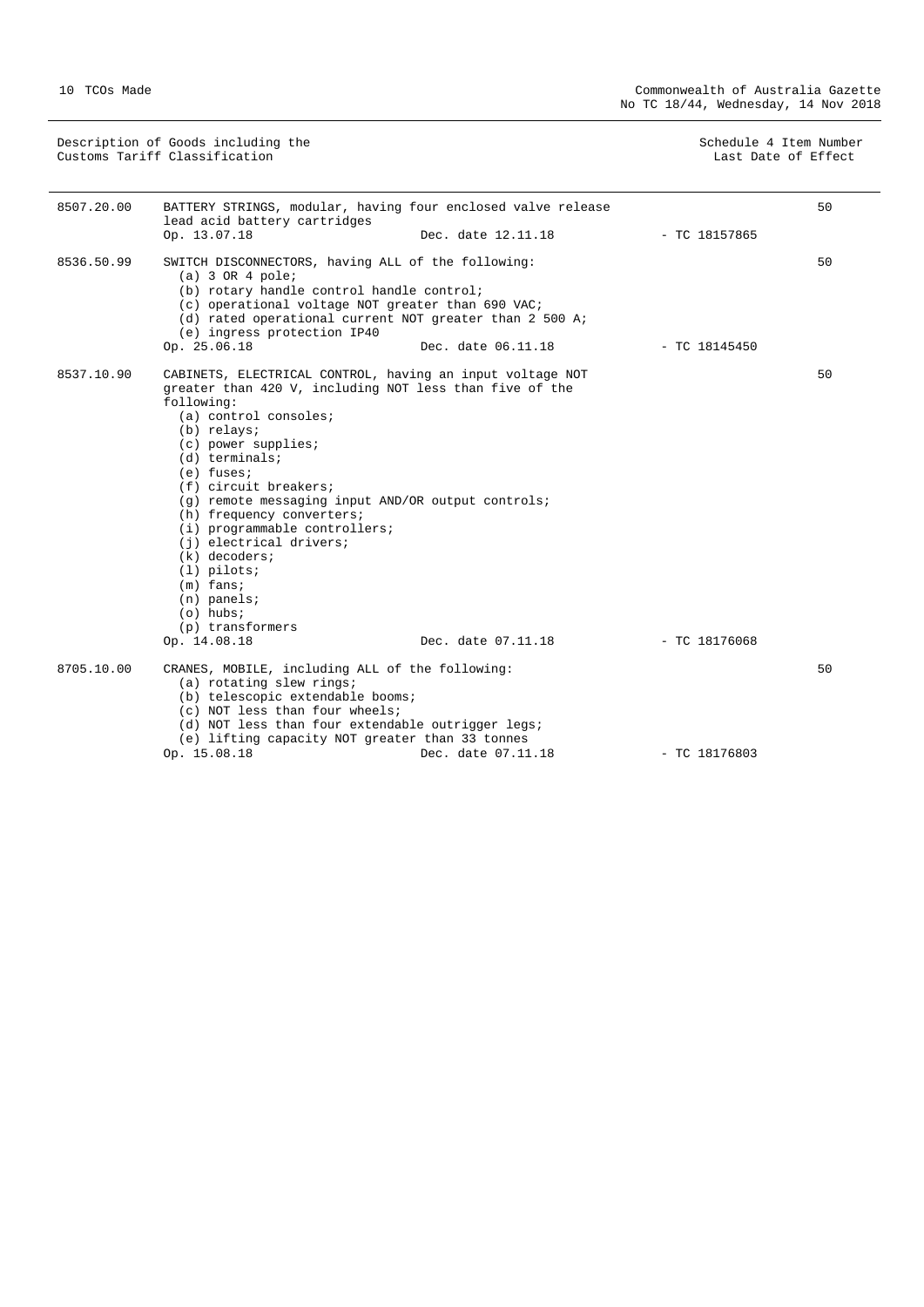| Description of Goods including the Customs Tariff Classification | | | Schedule 4 Item Number Last Date of Effect |
|---|---|---|---|
| 8507.20.00 | BATTERY STRINGS, modular, having four enclosed valve release lead acid battery cartridges<br>Op. 13.07.18 Dec. date 12.11.18 | - TC 18157865 | 50 |
| 8536.50.99 | SWITCH DISCONNECTORS, having ALL of the following:<br>(a) 3 OR 4 pole;<br>(b) rotary handle control handle control;<br>(c) operational voltage NOT greater than 690 VAC;<br>(d) rated operational current NOT greater than 2 500 A;<br>(e) ingress protection IP40<br>Op. 25.06.18 Dec. date 06.11.18 | - TC 18145450 | 50 |
| 8537.10.90 | CABINETS, ELECTRICAL CONTROL, having an input voltage NOT greater than 420 V, including NOT less than five of the following:<br>(a) control consoles;<br>(b) relays;<br>(c) power supplies;<br>(d) terminals;<br>(e) fuses;<br>(f) circuit breakers;<br>(g) remote messaging input AND/OR output controls;<br>(h) frequency converters;<br>(i) programmable controllers;<br>(j) electrical drivers;<br>(k) decoders;<br>(l) pilots;<br>(m) fans;<br>(n) panels;<br>(o) hubs;<br>(p) transformers<br>Op. 14.08.18 Dec. date 07.11.18 | - TC 18176068 | 50 |
| 8705.10.00 | CRANES, MOBILE, including ALL of the following:<br>(a) rotating slew rings;<br>(b) telescopic extendable booms;<br>(c) NOT less than four wheels;<br>(d) NOT less than four extendable outrigger legs;<br>(e) lifting capacity NOT greater than 33 tonnes<br>Op. 15.08.18 Dec. date 07.11.18 | - TC 18176803 | 50 |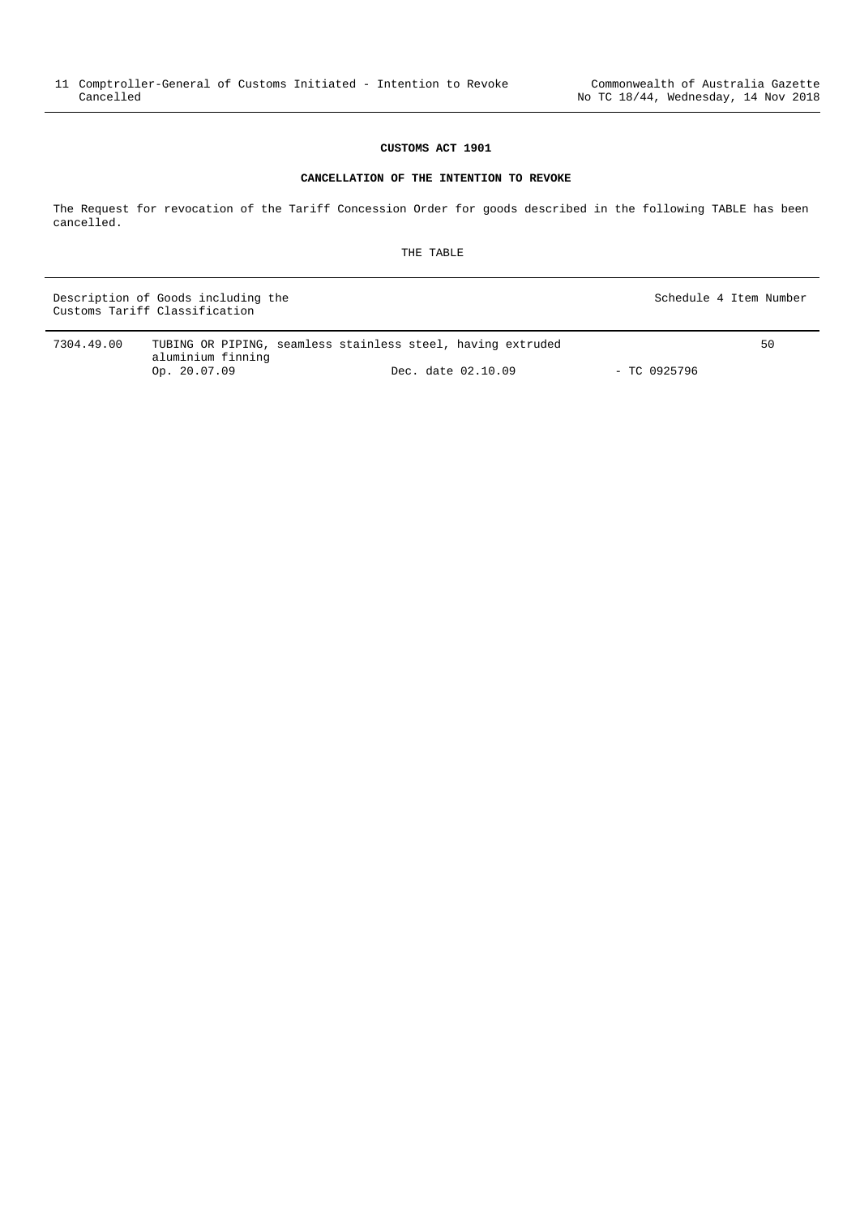# CUSTOMS ACT 1901

## CANCELLATION OF THE INTENTION TO REVOKE

The Request for revocation of the Tariff Concession Order for goods described in the following TABLE has been cancelled.

THE TABLE

| Description of Goods including the Customs Tariff Classification | | | | Schedule 4 Item Number |
|---|---|---|---|---|
| 7304.49.00 | TUBING OR PIPING, seamless stainless steel, having extruded aluminium finning<br>Op. 20.07.09 | Dec. date 02.10.09 | - TC 0925796 | 50 |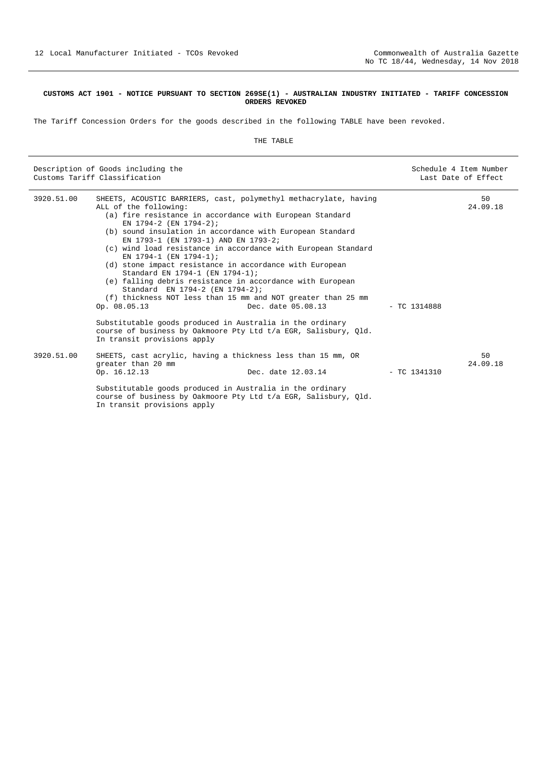**CUSTOMS ACT 1901 - NOTICE PURSUANT TO SECTION 269SE(1) - AUSTRALIAN INDUSTRY INITIATED - TARIFF CONCESSION ORDERS REVOKED**

The Tariff Concession Orders for the goods described in the following TABLE have been revoked.

THE TABLE

| Description of Goods including the Customs Tariff Classification | | Schedule 4 Item Number Last Date of Effect |
|---|---|---|
| 3920.51.00 | SHEETS, ACOUSTIC BARRIERS, cast, polymethyl methacrylate, having ALL of the following:<br>(a) fire resistance in accordance with European Standard EN 1794-2 (EN 1794-2);<br>(b) sound insulation in accordance with European Standard EN 1793-1 (EN 1793-1) AND EN 1793-2;<br>(c) wind load resistance in accordance with European Standard EN 1794-1 (EN 1794-1);<br>(d) stone impact resistance in accordance with European Standard EN 1794-1 (EN 1794-1);<br>(e) falling debris resistance in accordance with European Standard EN 1794-2 (EN 1794-2);<br>(f) thickness NOT less than 15 mm and NOT greater than 25 mm<br>Op. 08.05.13 Dec. date 05.08.13 - TC 1314888<br><br>Substitutable goods produced in Australia in the ordinary course of business by Oakmoore Pty Ltd t/a EGR, Salisbury, Qld.<br>In transit provisions apply | 50<br>24.09.18 |
| 3920.51.00 | SHEETS, cast acrylic, having a thickness less than 15 mm, OR greater than 20 mm<br>Op. 16.12.13 Dec. date 12.03.14 - TC 1341310<br><br>Substitutable goods produced in Australia in the ordinary course of business by Oakmoore Pty Ltd t/a EGR, Salisbury, Qld.<br>In transit provisions apply | 50<br>24.09.18 |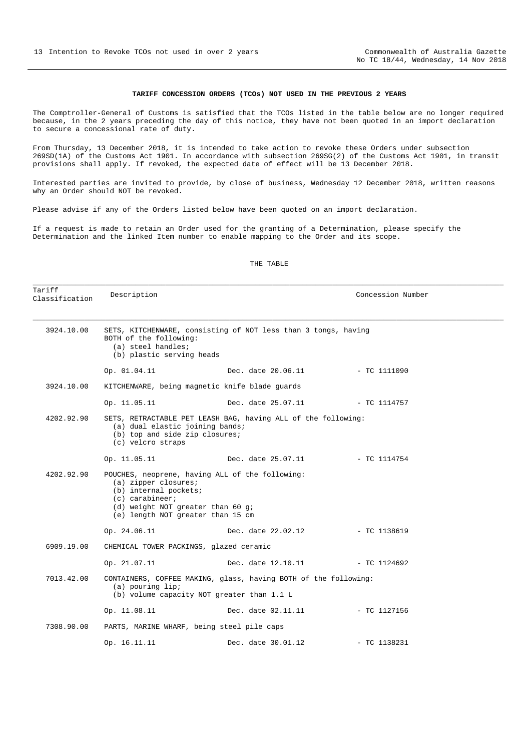## TARIFF CONCESSION ORDERS (TCOs) NOT USED IN THE PREVIOUS 2 YEARS

The Comptroller-General of Customs is satisfied that the TCOs listed in the table below are no longer required because, in the 2 years preceding the day of this notice, they have not been quoted in an import declaration to secure a concessional rate of duty.

From Thursday, 13 December 2018, it is intended to take action to revoke these Orders under subsection 269SD(1A) of the Customs Act 1901. In accordance with subsection 269SG(2) of the Customs Act 1901, in transit provisions shall apply. If revoked, the expected date of effect will be 13 December 2018.

Interested parties are invited to provide, by close of business, Wednesday 12 December 2018, written reasons why an Order should NOT be revoked.

Please advise if any of the Orders listed below have been quoted on an import declaration.

If a request is made to retain an Order used for the granting of a Determination, please specify the Determination and the linked Item number to enable mapping to the Order and its scope.

THE TABLE

| Tariff Classification | Description | | Concession Number |
|---|---|---|---|
| 3924.10.00 | SETS, KITCHENWARE, consisting of NOT less than 3 tongs, having BOTH of the following:<br>(a) steel handles;<br>(b) plastic serving heads | | |
| | Op. 01.04.11 | Dec. date 20.06.11 | - TC 1111090 |
| 3924.10.00 | KITCHENWARE, being magnetic knife blade guards | | |
| | Op. 11.05.11 | Dec. date 25.07.11 | - TC 1114757 |
| 4202.92.90 | SETS, RETRACTABLE PET LEASH BAG, having ALL of the following:<br>(a) dual elastic joining bands;<br>(b) top and side zip closures;<br>(c) velcro straps | | |
| | Op. 11.05.11 | Dec. date 25.07.11 | - TC 1114754 |
| 4202.92.90 | POUCHES, neoprene, having ALL of the following:<br>(a) zipper closures;<br>(b) internal pockets;<br>(c) carabineer;<br>(d) weight NOT greater than 60 g;<br>(e) length NOT greater than 15 cm | | |
| | Op. 24.06.11 | Dec. date 22.02.12 | - TC 1138619 |
| 6909.19.00 | CHEMICAL TOWER PACKINGS, glazed ceramic | | |
| | Op. 21.07.11 | Dec. date 12.10.11 | - TC 1124692 |
| 7013.42.00 | CONTAINERS, COFFEE MAKING, glass, having BOTH of the following:<br>(a) pouring lip;<br>(b) volume capacity NOT greater than 1.1 L | | |
| | Op. 11.08.11 | Dec. date 02.11.11 | - TC 1127156 |
| 7308.90.00 | PARTS, MARINE WHARF, being steel pile caps | | |
| | Op. 16.11.11 | Dec. date 30.01.12 | - TC 1138231 |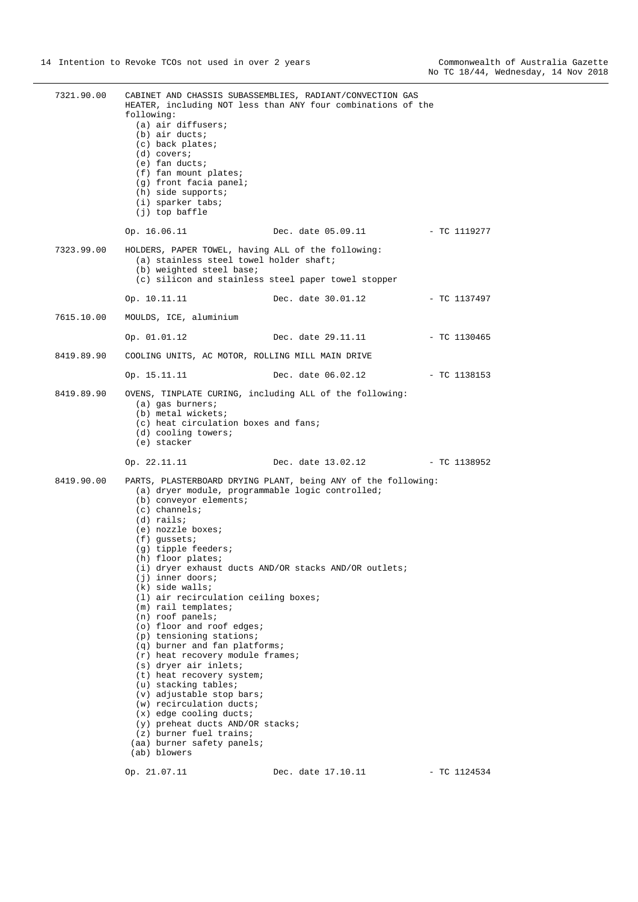7321.90.00 CABINET AND CHASSIS SUBASSEMBLIES, RADIANT/CONVECTION GAS HEATER, including NOT less than ANY four combinations of the following:

(a) air diffusers;
(b) air ducts;
(c) back plates;
(d) covers;
(e) fan ducts;
(f) fan mount plates;
(g) front facia panel;
(h) side supports;
(i) sparker tabs;
(j) top baffle

Op. 16.06.11 Dec. date 05.09.11 - TC 1119277

7323.99.00 HOLDERS, PAPER TOWEL, having ALL of the following:

(a) stainless steel towel holder shaft;
(b) weighted steel base;
(c) silicon and stainless steel paper towel stopper

Op. 10.11.11 Dec. date 30.01.12 - TC 1137497

7615.10.00 MOULDS, ICE, aluminium

Op. 01.01.12 Dec. date 29.11.11 - TC 1130465

8419.89.90 COOLING UNITS, AC MOTOR, ROLLING MILL MAIN DRIVE

Op. 15.11.11 Dec. date 06.02.12 - TC 1138153

8419.89.90 OVENS, TINPLATE CURING, including ALL of the following:

(a) gas burners;
(b) metal wickets;
(c) heat circulation boxes and fans;
(d) cooling towers;
(e) stacker

Op. 22.11.11 Dec. date 13.02.12 - TC 1138952

8419.90.00 PARTS, PLASTERBOARD DRYING PLANT, being ANY of the following:

(a) dryer module, programmable logic controlled;
(b) conveyor elements;
(c) channels;
(d) rails;
(e) nozzle boxes;
(f) gussets;
(g) tipple feeders;
(h) floor plates;
(i) dryer exhaust ducts AND/OR stacks AND/OR outlets;
(j) inner doors;
(k) side walls;
(l) air recirculation ceiling boxes;
(m) rail templates;
(n) roof panels;
(o) floor and roof edges;
(p) tensioning stations;
(q) burner and fan platforms;
(r) heat recovery module frames;
(s) dryer air inlets;
(t) heat recovery system;
(u) stacking tables;
(v) adjustable stop bars;
(w) recirculation ducts;
(x) edge cooling ducts;
(y) preheat ducts AND/OR stacks;
(z) burner fuel trains;
(aa) burner safety panels;
(ab) blowers

Op. 21.07.11 Dec. date 17.10.11 - TC 1124534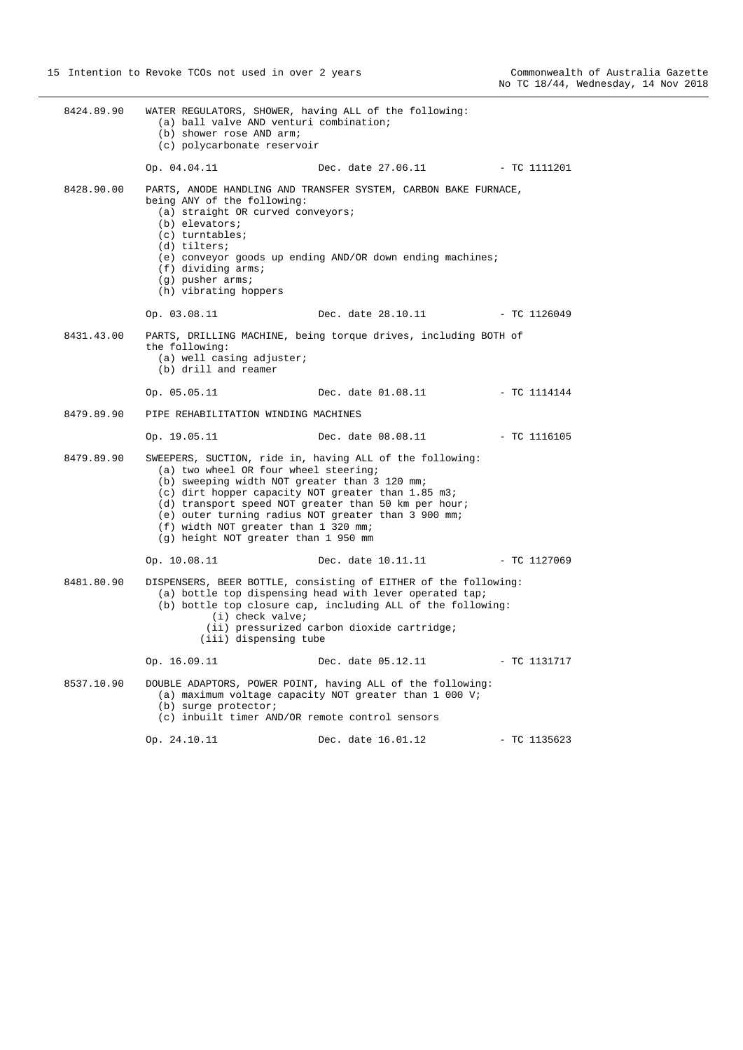8424.89.90 WATER REGULATORS, SHOWER, having ALL of the following:
(a) ball valve AND venturi combination;
(b) shower rose AND arm;
(c) polycarbonate reservoir

Op. 04.04.11 Dec. date 27.06.11 - TC 1111201

8428.90.00 PARTS, ANODE HANDLING AND TRANSFER SYSTEM, CARBON BAKE FURNACE, being ANY of the following:
(a) straight OR curved conveyors;
(b) elevators;
(c) turntables;
(d) tilters;
(e) conveyor goods up ending AND/OR down ending machines;
(f) dividing arms;
(g) pusher arms;
(h) vibrating hoppers

Op. 03.08.11 Dec. date 28.10.11 - TC 1126049

8431.43.00 PARTS, DRILLING MACHINE, being torque drives, including BOTH of the following:
(a) well casing adjuster;
(b) drill and reamer

Op. 05.05.11 Dec. date 01.08.11 - TC 1114144

8479.89.90 PIPE REHABILITATION WINDING MACHINES

Op. 19.05.11 Dec. date 08.08.11 - TC 1116105

8479.89.90 SWEEPERS, SUCTION, ride in, having ALL of the following:
(a) two wheel OR four wheel steering;
(b) sweeping width NOT greater than 3 120 mm;
(c) dirt hopper capacity NOT greater than 1.85 m3;
(d) transport speed NOT greater than 50 km per hour;
(e) outer turning radius NOT greater than 3 900 mm;
(f) width NOT greater than 1 320 mm;
(g) height NOT greater than 1 950 mm

Op. 10.08.11 Dec. date 10.11.11 - TC 1127069

8481.80.90 DISPENSERS, BEER BOTTLE, consisting of EITHER of the following:
(a) bottle top dispensing head with lever operated tap;
(b) bottle top closure cap, including ALL of the following:
(i) check valve;
(ii) pressurized carbon dioxide cartridge;
(iii) dispensing tube

Op. 16.09.11 Dec. date 05.12.11 - TC 1131717

8537.10.90 DOUBLE ADAPTORS, POWER POINT, having ALL of the following:
(a) maximum voltage capacity NOT greater than 1 000 V;
(b) surge protector;
(c) inbuilt timer AND/OR remote control sensors

Op. 24.10.11 Dec. date 16.01.12 - TC 1135623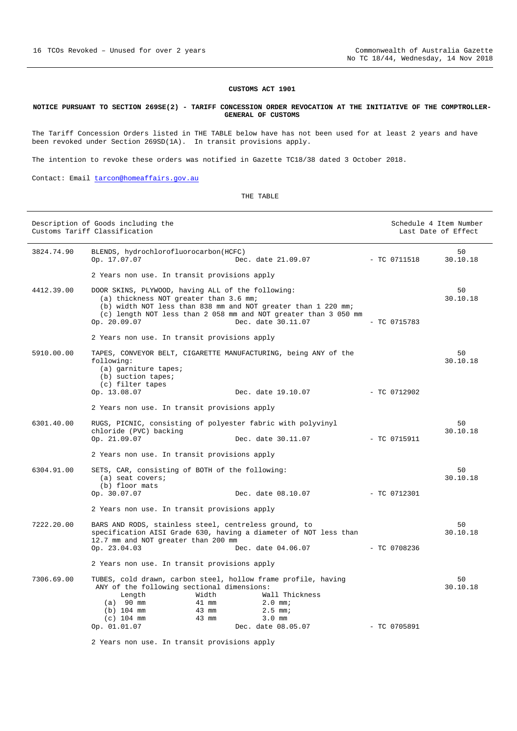**CUSTOMS ACT 1901**

**NOTICE PURSUANT TO SECTION 269SE(2) - TARIFF CONCESSION ORDER REVOCATION AT THE INITIATIVE OF THE COMPTROLLER-GENERAL OF CUSTOMS**

The Tariff Concession Orders listed in THE TABLE below have has not been used for at least 2 years and have been revoked under Section 269SD(1A). In transit provisions apply.

The intention to revoke these orders was notified in Gazette TC18/38 dated 3 October 2018.

Contact: Email tarcon@homeaffairs.gov.au

THE TABLE

| Description of Goods including the Customs Tariff Classification | | | | Schedule 4 Item Number Last Date of Effect |
|---|---|---|---|---|
| 3824.74.90 | BLENDS, hydrochlorofluorocarbon(HCFC)<br>Op. 17.07.07 | Dec. date 21.09.07 | - TC 0711518 | 50<br>30.10.18 |
| | 2 Years non use. In transit provisions apply | | | |
| 4412.39.00 | DOOR SKINS, PLYWOOD, having ALL of the following:<br>(a) thickness NOT greater than 3.6 mm;<br>(b) width NOT less than 838 mm and NOT greater than 1 220 mm;<br>(c) length NOT less than 2 058 mm and NOT greater than 3 050 mm<br>Op. 20.09.07 | Dec. date 30.11.07 | - TC 0715783 | 50<br>30.10.18 |
| | 2 Years non use. In transit provisions apply | | | |
| 5910.00.00 | TAPES, CONVEYOR BELT, CIGARETTE MANUFACTURING, being ANY of the following:<br>(a) garniture tapes;<br>(b) suction tapes;<br>(c) filter tapes<br>Op. 13.08.07 | Dec. date 19.10.07 | - TC 0712902 | 50<br>30.10.18 |
| | 2 Years non use. In transit provisions apply | | | |
| 6301.40.00 | RUGS, PICNIC, consisting of polyester fabric with polyvinyl chloride (PVC) backing<br>Op. 21.09.07 | Dec. date 30.11.07 | - TC 0715911 | 50<br>30.10.18 |
| | 2 Years non use. In transit provisions apply | | | |
| 6304.91.00 | SETS, CAR, consisting of BOTH of the following:<br>(a) seat covers;<br>(b) floor mats<br>Op. 30.07.07 | Dec. date 08.10.07 | - TC 0712301 | 50<br>30.10.18 |
| | 2 Years non use. In transit provisions apply | | | |
| 7222.20.00 | BARS AND RODS, stainless steel, centreless ground, to specification AISI Grade 630, having a diameter of NOT less than 12.7 mm and NOT greater than 200 mm<br>Op. 23.04.03 | Dec. date 04.06.07 | - TC 0708236 | 50<br>30.10.18 |
| | 2 Years non use. In transit provisions apply | | | |
| 7306.69.00 | TUBES, cold drawn, carbon steel, hollow frame profile, having ANY of the following sectional dimensions:<br>Length / Width / Wall Thickness<br>(a) 90 mm / 41 mm / 2.0 mm;<br>(b) 104 mm / 43 mm / 2.5 mm;<br>(c) 104 mm / 43 mm / 3.0 mm<br>Op. 01.01.07 | Dec. date 08.05.07 | - TC 0705891 | 50<br>30.10.18 |
| | 2 Years non use. In transit provisions apply | | | |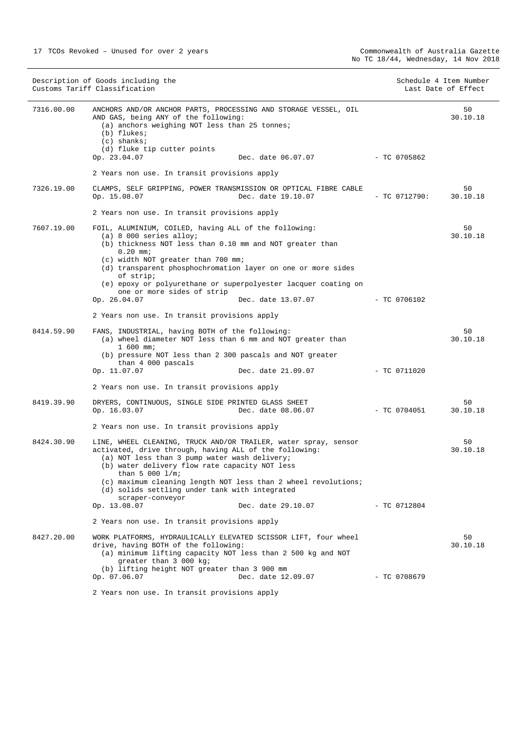| Description of Goods including the Customs Tariff Classification | | Schedule 4 Item Number Last Date of Effect |
|---|---|---|
| 7316.00.00 | ANCHORS AND/OR ANCHOR PARTS, PROCESSING AND STORAGE VESSEL, OIL AND GAS, being ANY of the following:<br>(a) anchors weighing NOT less than 25 tonnes;<br>(b) flukes;<br>(c) shanks;<br>(d) fluke tip cutter points<br>Op. 23.04.07 Dec. date 06.07.07 - TC 0705862<br><br>2 Years non use. In transit provisions apply | 50<br>30.10.18 |
| 7326.19.00 | CLAMPS, SELF GRIPPING, POWER TRANSMISSION OR OPTICAL FIBRE CABLE<br>Op. 15.08.07 Dec. date 19.10.07 - TC 0712790:<br><br>2 Years non use. In transit provisions apply | 50<br>30.10.18 |
| 7607.19.00 | FOIL, ALUMINIUM, COILED, having ALL of the following:<br>(a) 8 000 series alloy;<br>(b) thickness NOT less than 0.10 mm and NOT greater than 0.20 mm;<br>(c) width NOT greater than 700 mm;<br>(d) transparent phosphochromation layer on one or more sides of strip;<br>(e) epoxy or polyurethane or superpolyester lacquer coating on one or more sides of strip<br>Op. 26.04.07 Dec. date 13.07.07 - TC 0706102<br><br>2 Years non use. In transit provisions apply | 50<br>30.10.18 |
| 8414.59.90 | FANS, INDUSTRIAL, having BOTH of the following:<br>(a) wheel diameter NOT less than 6 mm and NOT greater than 1 600 mm;<br>(b) pressure NOT less than 2 300 pascals and NOT greater than 4 000 pascals<br>Op. 11.07.07 Dec. date 21.09.07 - TC 0711020<br><br>2 Years non use. In transit provisions apply | 50<br>30.10.18 |
| 8419.39.90 | DRYERS, CONTINUOUS, SINGLE SIDE PRINTED GLASS SHEET<br>Op. 16.03.07 Dec. date 08.06.07 - TC 0704051<br><br>2 Years non use. In transit provisions apply | 50<br>30.10.18 |
| 8424.30.90 | LINE, WHEEL CLEANING, TRUCK AND/OR TRAILER, water spray, sensor activated, drive through, having ALL of the following:<br>(a) NOT less than 3 pump water wash delivery;<br>(b) water delivery flow rate capacity NOT less than 5 000 l/m;<br>(c) maximum cleaning length NOT less than 2 wheel revolutions;<br>(d) solids settling under tank with integrated scraper-conveyor<br>Op. 13.08.07 Dec. date 29.10.07 - TC 0712804<br><br>2 Years non use. In transit provisions apply | 50<br>30.10.18 |
| 8427.20.00 | WORK PLATFORMS, HYDRAULICALLY ELEVATED SCISSOR LIFT, four wheel drive, having BOTH of the following:<br>(a) minimum lifting capacity NOT less than 2 500 kg and NOT greater than 3 000 kg;<br>(b) lifting height NOT greater than 3 900 mm<br>Op. 07.06.07 Dec. date 12.09.07 - TC 0708679<br><br>2 Years non use. In transit provisions apply | 50<br>30.10.18 |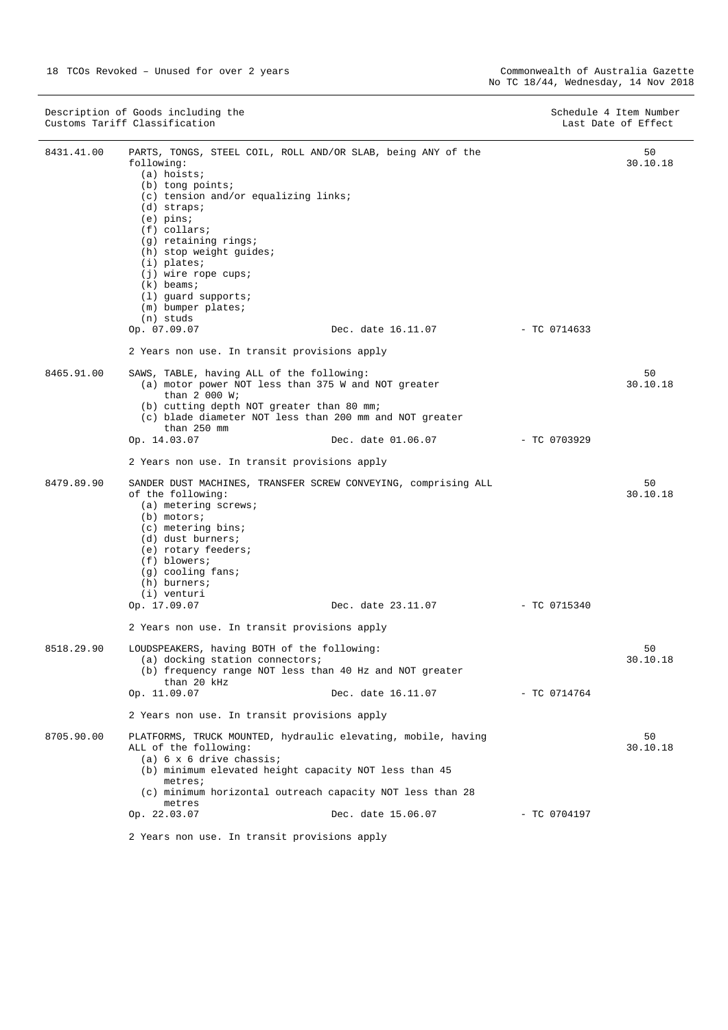| Description of Goods including the Customs Tariff Classification | | Schedule 4 Item Number Last Date of Effect |
|---|---|---|
| 8431.41.00 | PARTS, TONGS, STEEL COIL, ROLL AND/OR SLAB, being ANY of the following:<br>(a) hoists;<br>(b) tong points;<br>(c) tension and/or equalizing links;<br>(d) straps;<br>(e) pins;<br>(f) collars;<br>(g) retaining rings;<br>(h) stop weight guides;<br>(i) plates;<br>(j) wire rope cups;<br>(k) beams;<br>(l) guard supports;<br>(m) bumper plates;<br>(n) studs<br>Op. 07.09.07 Dec. date 16.11.07 - TC 0714633<br><br>2 Years non use. In transit provisions apply | 50<br>30.10.18 |
| 8465.91.00 | SAWS, TABLE, having ALL of the following:<br>(a) motor power NOT less than 375 W and NOT greater than 2 000 W;<br>(b) cutting depth NOT greater than 80 mm;<br>(c) blade diameter NOT less than 200 mm and NOT greater than 250 mm<br>Op. 14.03.07 Dec. date 01.06.07 - TC 0703929<br><br>2 Years non use. In transit provisions apply | 50<br>30.10.18 |
| 8479.89.90 | SANDER DUST MACHINES, TRANSFER SCREW CONVEYING, comprising ALL of the following:<br>(a) metering screws;<br>(b) motors;<br>(c) metering bins;<br>(d) dust burners;<br>(e) rotary feeders;<br>(f) blowers;<br>(g) cooling fans;<br>(h) burners;<br>(i) venturi<br>Op. 17.09.07 Dec. date 23.11.07 - TC 0715340<br><br>2 Years non use. In transit provisions apply | 50<br>30.10.18 |
| 8518.29.90 | LOUDSPEAKERS, having BOTH of the following:<br>(a) docking station connectors;<br>(b) frequency range NOT less than 40 Hz and NOT greater than 20 kHz<br>Op. 11.09.07 Dec. date 16.11.07 - TC 0714764<br><br>2 Years non use. In transit provisions apply | 50<br>30.10.18 |
| 8705.90.00 | PLATFORMS, TRUCK MOUNTED, hydraulic elevating, mobile, having ALL of the following:<br>(a) 6 x 6 drive chassis;<br>(b) minimum elevated height capacity NOT less than 45 metres;<br>(c) minimum horizontal outreach capacity NOT less than 28 metres<br>Op. 22.03.07 Dec. date 15.06.07 - TC 0704197<br><br>2 Years non use. In transit provisions apply | 50<br>30.10.18 |